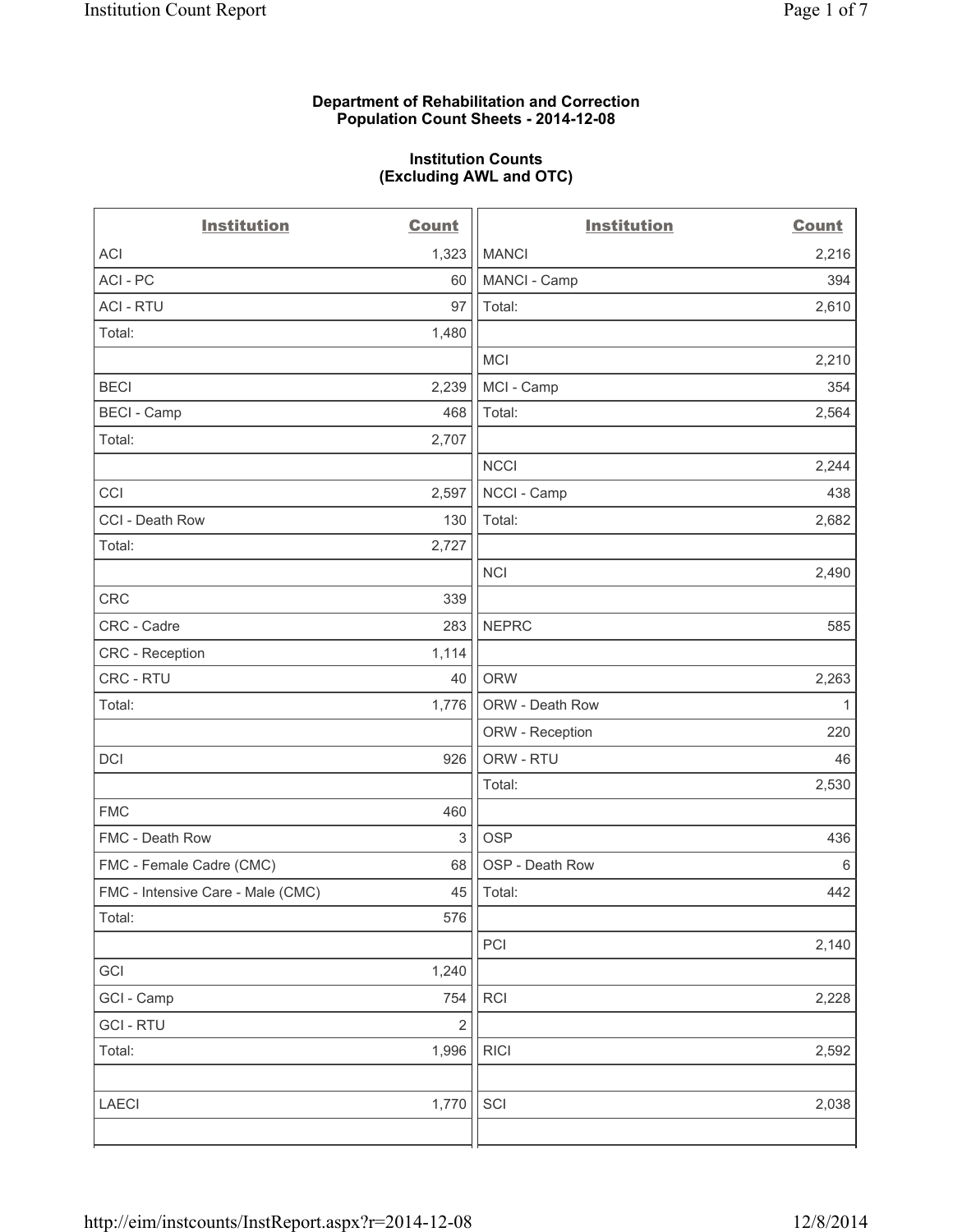**Department of Rehabilitation and Correction**
**Population Count Sheets - 2014-12-08**

**Institution Counts**
**(Excluding AWL and OTC)**

| Institution | Count | Institution | Count |
|---|---|---|---|
| ACI | 1,323 | MANCI | 2,216 |
| ACI - PC | 60 | MANCI - Camp | 394 |
| ACI - RTU | 97 | Total: | 2,610 |
| Total: | 1,480 | | |
| | | MCI | 2,210 |
| BECI | 2,239 | MCI - Camp | 354 |
| BECI - Camp | 468 | Total: | 2,564 |
| Total: | 2,707 | | |
| | | NCCI | 2,244 |
| CCI | 2,597 | NCCI - Camp | 438 |
| CCI - Death Row | 130 | Total: | 2,682 |
| Total: | 2,727 | | |
| | | NCI | 2,490 |
| CRC | 339 | | |
| CRC - Cadre | 283 | NEPRC | 585 |
| CRC - Reception | 1,114 | | |
| CRC - RTU | 40 | ORW | 2,263 |
| Total: | 1,776 | ORW - Death Row | 1 |
| | | ORW - Reception | 220 |
| DCI | 926 | ORW - RTU | 46 |
| | | Total: | 2,530 |
| FMC | 460 | | |
| FMC - Death Row | 3 | OSP | 436 |
| FMC - Female Cadre (CMC) | 68 | OSP - Death Row | 6 |
| FMC - Intensive Care - Male (CMC) | 45 | Total: | 442 |
| Total: | 576 | | |
| | | PCI | 2,140 |
| GCI | 1,240 | | |
| GCI - Camp | 754 | RCI | 2,228 |
| GCI - RTU | 2 | | |
| Total: | 1,996 | RICI | 2,592 |
| | | | |
| LAECI | 1,770 | SCI | 2,038 |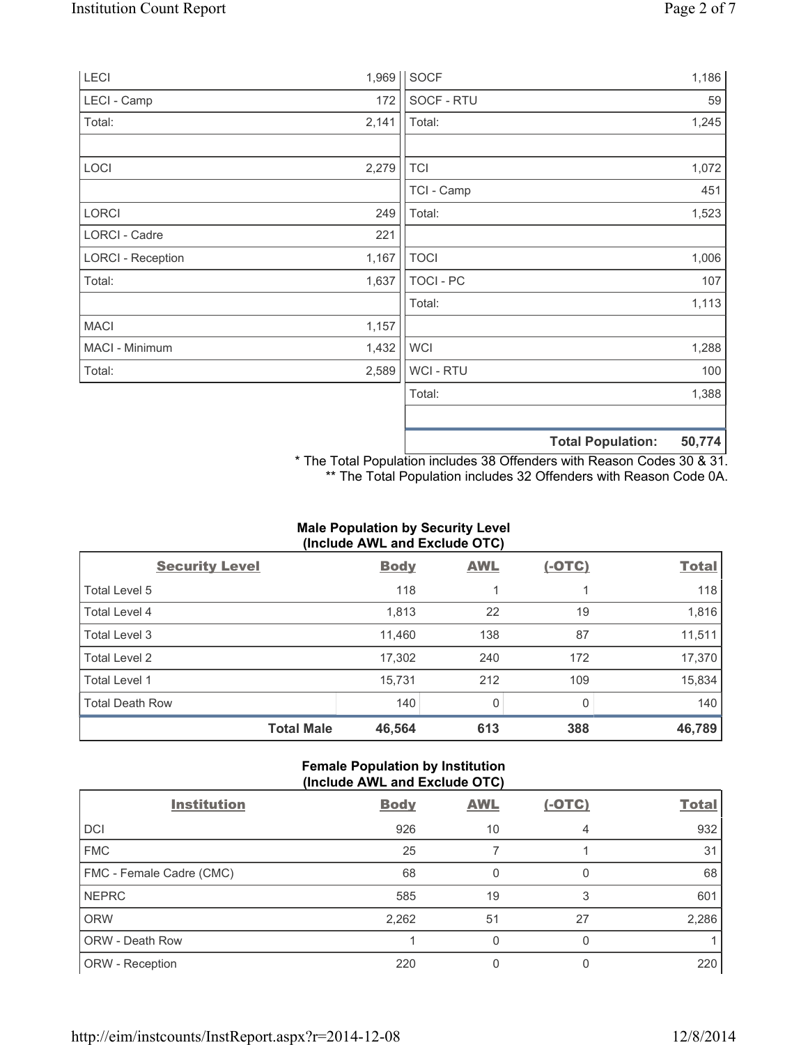| | | | |
|---|---|---|---|
| LECI | 1,969 | SOCF | 1,186 |
| LECI - Camp | 172 | SOCF - RTU | 59 |
| Total: | 2,141 | Total: | 1,245 |
| | | | |
| LOCI | 2,279 | TCI | 1,072 |
| | | TCI - Camp | 451 |
| LORCI | 249 | Total: | 1,523 |
| LORCI - Cadre | 221 | | |
| LORCI - Reception | 1,167 | TOCI | 1,006 |
| Total: | 1,637 | TOCI - PC | 107 |
| | | Total: | 1,113 |
| MACI | 1,157 | | |
| MACI - Minimum | 1,432 | WCI | 1,288 |
| Total: | 2,589 | WCI - RTU | 100 |
| | | Total: | 1,388 |
| | | | |
| | | **Total Population:** | **50,774** |

\* The Total Population includes 38 Offenders with Reason Codes 30 & 31.
\*\* The Total Population includes 32 Offenders with Reason Code 0A.

**Male Population by Security Level (Include AWL and Exclude OTC)**

| Security Level | Body | AWL | (-OTC) | Total |
|---|---|---|---|---|
| Total Level 5 | 118 | 1 | 1 | 118 |
| Total Level 4 | 1,813 | 22 | 19 | 1,816 |
| Total Level 3 | 11,460 | 138 | 87 | 11,511 |
| Total Level 2 | 17,302 | 240 | 172 | 17,370 |
| Total Level 1 | 15,731 | 212 | 109 | 15,834 |
| Total Death Row | 140 | 0 | 0 | 140 |
| **Total Male** | **46,564** | **613** | **388** | **46,789** |

**Female Population by Institution (Include AWL and Exclude OTC)**

| Institution | Body | AWL | (-OTC) | Total |
|---|---|---|---|---|
| DCI | 926 | 10 | 4 | 932 |
| FMC | 25 | 7 | 1 | 31 |
| FMC - Female Cadre (CMC) | 68 | 0 | 0 | 68 |
| NEPRC | 585 | 19 | 3 | 601 |
| ORW | 2,262 | 51 | 27 | 2,286 |
| ORW - Death Row | 1 | 0 | 0 | 1 |
| ORW - Reception | 220 | 0 | 0 | 220 |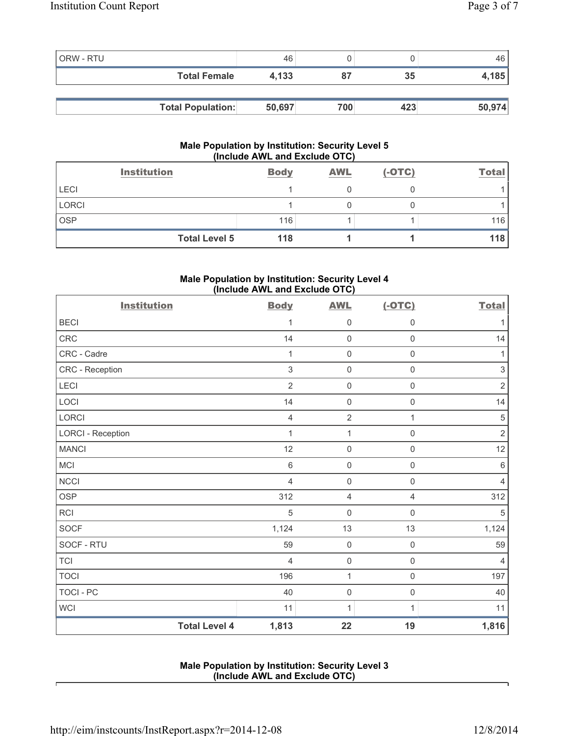| ORW - RTU | 46 | 0 | 0 | 46 |
|---|---|---|---|---|
| **Total Female** | **4,133** | **87** | **35** | **4,185** |

| **Total Population:** | **50,697** | **700** | **423** | **50,974** |
|---|---|---|---|---|

### Male Population by Institution: Security Level 5 (Include AWL and Exclude OTC)

| Institution | Body | AWL | (-OTC) | Total |
|---|---|---|---|---|
| LECI | 1 | 0 | 0 | 1 |
| LORCI | 1 | 0 | 0 | 1 |
| OSP | 116 | 1 | 1 | 116 |
| **Total Level 5** | **118** | **1** | **1** | **118** |

### Male Population by Institution: Security Level 4 (Include AWL and Exclude OTC)

| Institution | Body | AWL | (-OTC) | Total |
|---|---|---|---|---|
| BECI | 1 | 0 | 0 | 1 |
| CRC | 14 | 0 | 0 | 14 |
| CRC - Cadre | 1 | 0 | 0 | 1 |
| CRC - Reception | 3 | 0 | 0 | 3 |
| LECI | 2 | 0 | 0 | 2 |
| LOCI | 14 | 0 | 0 | 14 |
| LORCI | 4 | 2 | 1 | 5 |
| LORCI - Reception | 1 | 1 | 0 | 2 |
| MANCI | 12 | 0 | 0 | 12 |
| MCI | 6 | 0 | 0 | 6 |
| NCCI | 4 | 0 | 0 | 4 |
| OSP | 312 | 4 | 4 | 312 |
| RCI | 5 | 0 | 0 | 5 |
| SOCF | 1,124 | 13 | 13 | 1,124 |
| SOCF - RTU | 59 | 0 | 0 | 59 |
| TCI | 4 | 0 | 0 | 4 |
| TOCI | 196 | 1 | 0 | 197 |
| TOCI - PC | 40 | 0 | 0 | 40 |
| WCI | 11 | 1 | 1 | 11 |
| **Total Level 4** | **1,813** | **22** | **19** | **1,816** |

### Male Population by Institution: Security Level 3 (Include AWL and Exclude OTC)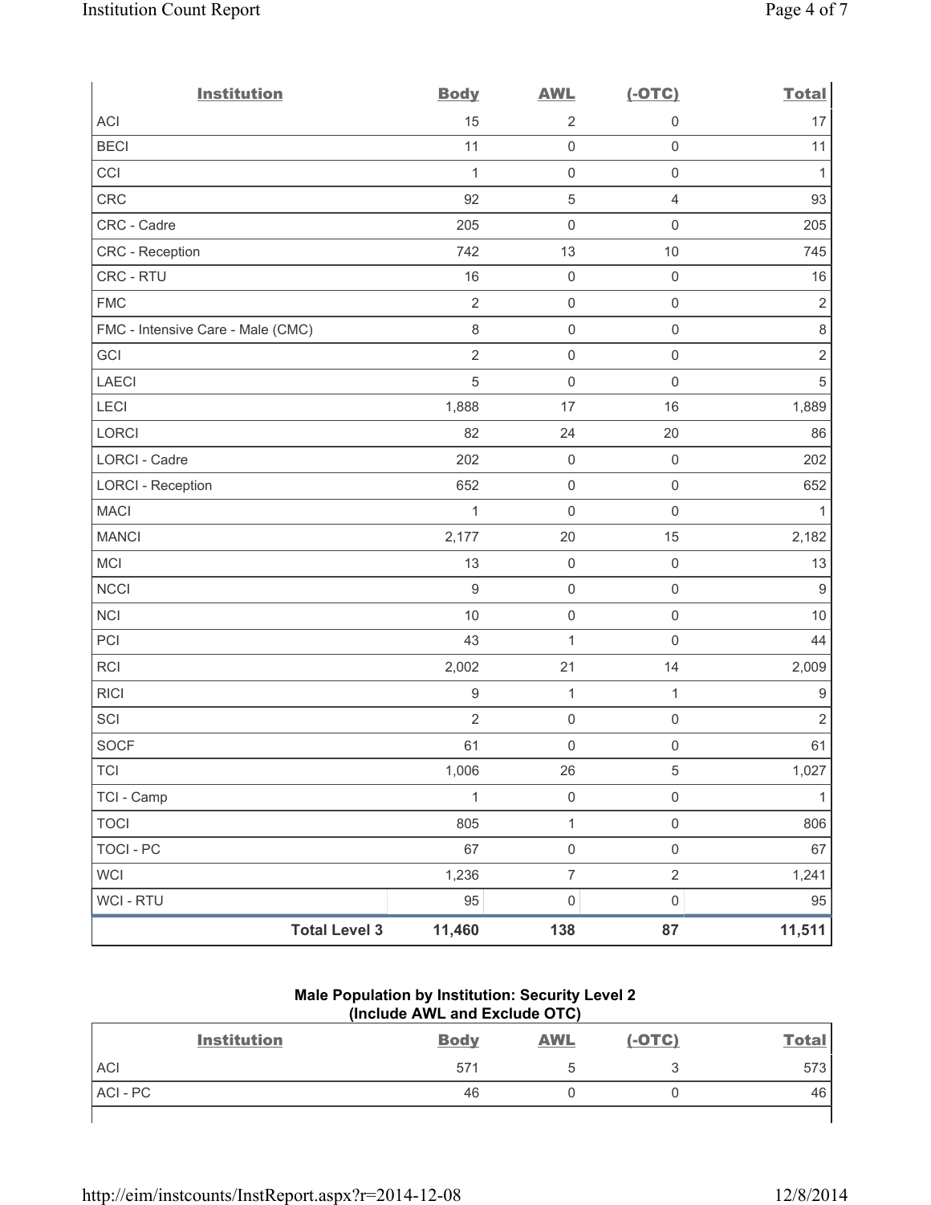| Institution | Body | AWL | (-OTC) | Total |
|---|---|---|---|---|
| ACI | 15 | 2 | 0 | 17 |
| BECI | 11 | 0 | 0 | 11 |
| CCI | 1 | 0 | 0 | 1 |
| CRC | 92 | 5 | 4 | 93 |
| CRC - Cadre | 205 | 0 | 0 | 205 |
| CRC - Reception | 742 | 13 | 10 | 745 |
| CRC - RTU | 16 | 0 | 0 | 16 |
| FMC | 2 | 0 | 0 | 2 |
| FMC - Intensive Care - Male (CMC) | 8 | 0 | 0 | 8 |
| GCI | 2 | 0 | 0 | 2 |
| LAECI | 5 | 0 | 0 | 5 |
| LECI | 1,888 | 17 | 16 | 1,889 |
| LORCI | 82 | 24 | 20 | 86 |
| LORCI - Cadre | 202 | 0 | 0 | 202 |
| LORCI - Reception | 652 | 0 | 0 | 652 |
| MACI | 1 | 0 | 0 | 1 |
| MANCI | 2,177 | 20 | 15 | 2,182 |
| MCI | 13 | 0 | 0 | 13 |
| NCCI | 9 | 0 | 0 | 9 |
| NCI | 10 | 0 | 0 | 10 |
| PCI | 43 | 1 | 0 | 44 |
| RCI | 2,002 | 21 | 14 | 2,009 |
| RICI | 9 | 1 | 1 | 9 |
| SCI | 2 | 0 | 0 | 2 |
| SOCF | 61 | 0 | 0 | 61 |
| TCI | 1,006 | 26 | 5 | 1,027 |
| TCI - Camp | 1 | 0 | 0 | 1 |
| TOCI | 805 | 1 | 0 | 806 |
| TOCI - PC | 67 | 0 | 0 | 67 |
| WCI | 1,236 | 7 | 2 | 1,241 |
| WCI - RTU | 95 | 0 | 0 | 95 |
| **Total Level 3** | **11,460** | **138** | **87** | **11,511** |

**Male Population by Institution: Security Level 2 (Include AWL and Exclude OTC)**

| Institution | Body | AWL | (-OTC) | Total |
|---|---|---|---|---|
| ACI | 571 | 5 | 3 | 573 |
| ACI - PC | 46 | 0 | 0 | 46 |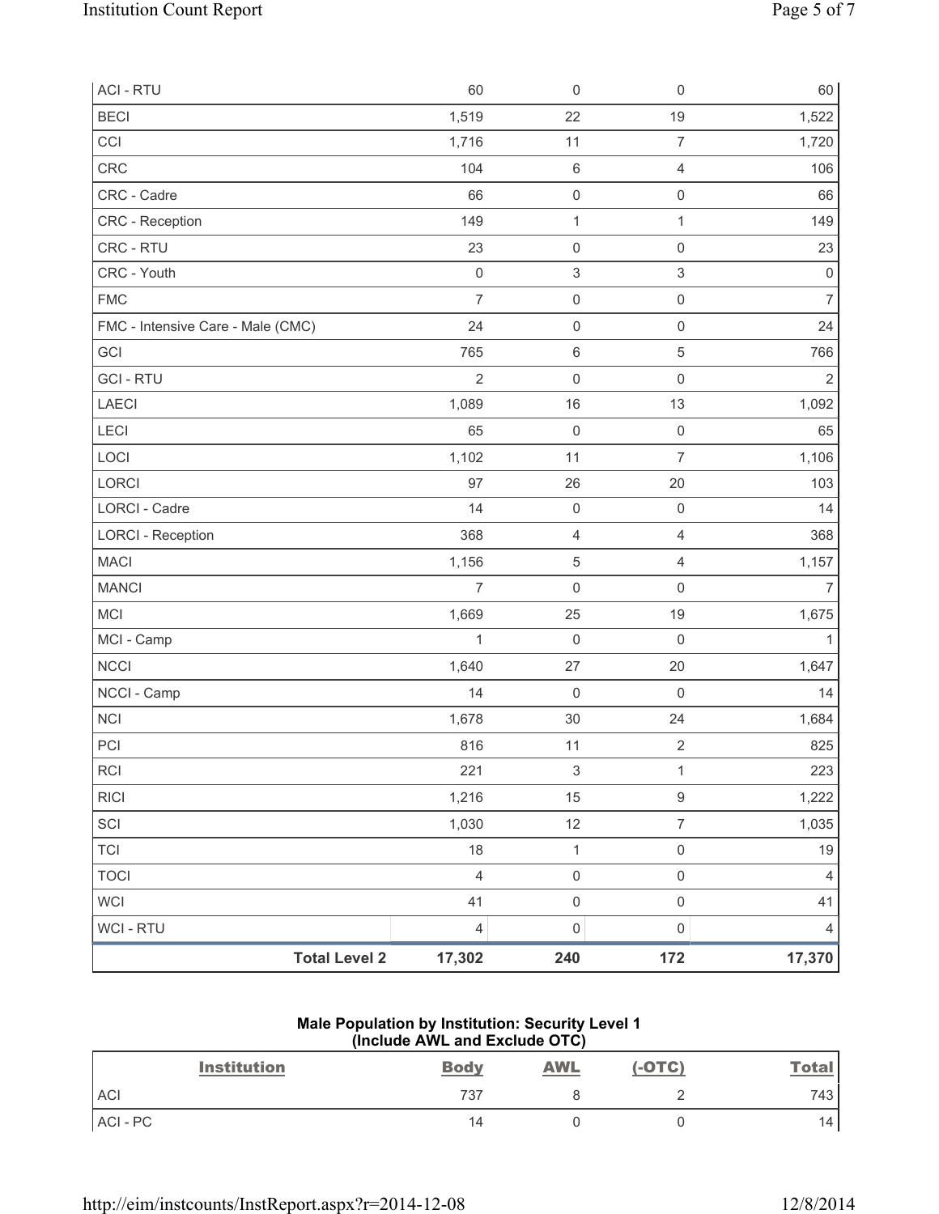| | | | | |
|---|---|---|---|---|
| ACI - RTU | 60 | 0 | 0 | 60 |
| BECI | 1,519 | 22 | 19 | 1,522 |
| CCI | 1,716 | 11 | 7 | 1,720 |
| CRC | 104 | 6 | 4 | 106 |
| CRC - Cadre | 66 | 0 | 0 | 66 |
| CRC - Reception | 149 | 1 | 1 | 149 |
| CRC - RTU | 23 | 0 | 0 | 23 |
| CRC - Youth | 0 | 3 | 3 | 0 |
| FMC | 7 | 0 | 0 | 7 |
| FMC - Intensive Care - Male (CMC) | 24 | 0 | 0 | 24 |
| GCI | 765 | 6 | 5 | 766 |
| GCI - RTU | 2 | 0 | 0 | 2 |
| LAECI | 1,089 | 16 | 13 | 1,092 |
| LECI | 65 | 0 | 0 | 65 |
| LOCI | 1,102 | 11 | 7 | 1,106 |
| LORCI | 97 | 26 | 20 | 103 |
| LORCI - Cadre | 14 | 0 | 0 | 14 |
| LORCI - Reception | 368 | 4 | 4 | 368 |
| MACI | 1,156 | 5 | 4 | 1,157 |
| MANCI | 7 | 0 | 0 | 7 |
| MCI | 1,669 | 25 | 19 | 1,675 |
| MCI - Camp | 1 | 0 | 0 | 1 |
| NCCI | 1,640 | 27 | 20 | 1,647 |
| NCCI - Camp | 14 | 0 | 0 | 14 |
| NCI | 1,678 | 30 | 24 | 1,684 |
| PCI | 816 | 11 | 2 | 825 |
| RCI | 221 | 3 | 1 | 223 |
| RICI | 1,216 | 15 | 9 | 1,222 |
| SCI | 1,030 | 12 | 7 | 1,035 |
| TCI | 18 | 1 | 0 | 19 |
| TOCI | 4 | 0 | 0 | 4 |
| WCI | 41 | 0 | 0 | 41 |
| WCI - RTU | 4 | 0 | 0 | 4 |
| **Total Level 2** | **17,302** | **240** | **172** | **17,370** |

**Male Population by Institution: Security Level 1**
**(Include AWL and Exclude OTC)**

| Institution | Body | AWL | (-OTC) | Total |
|---|---|---|---|---|
| ACI | 737 | 8 | 2 | 743 |
| ACI - PC | 14 | 0 | 0 | 14 |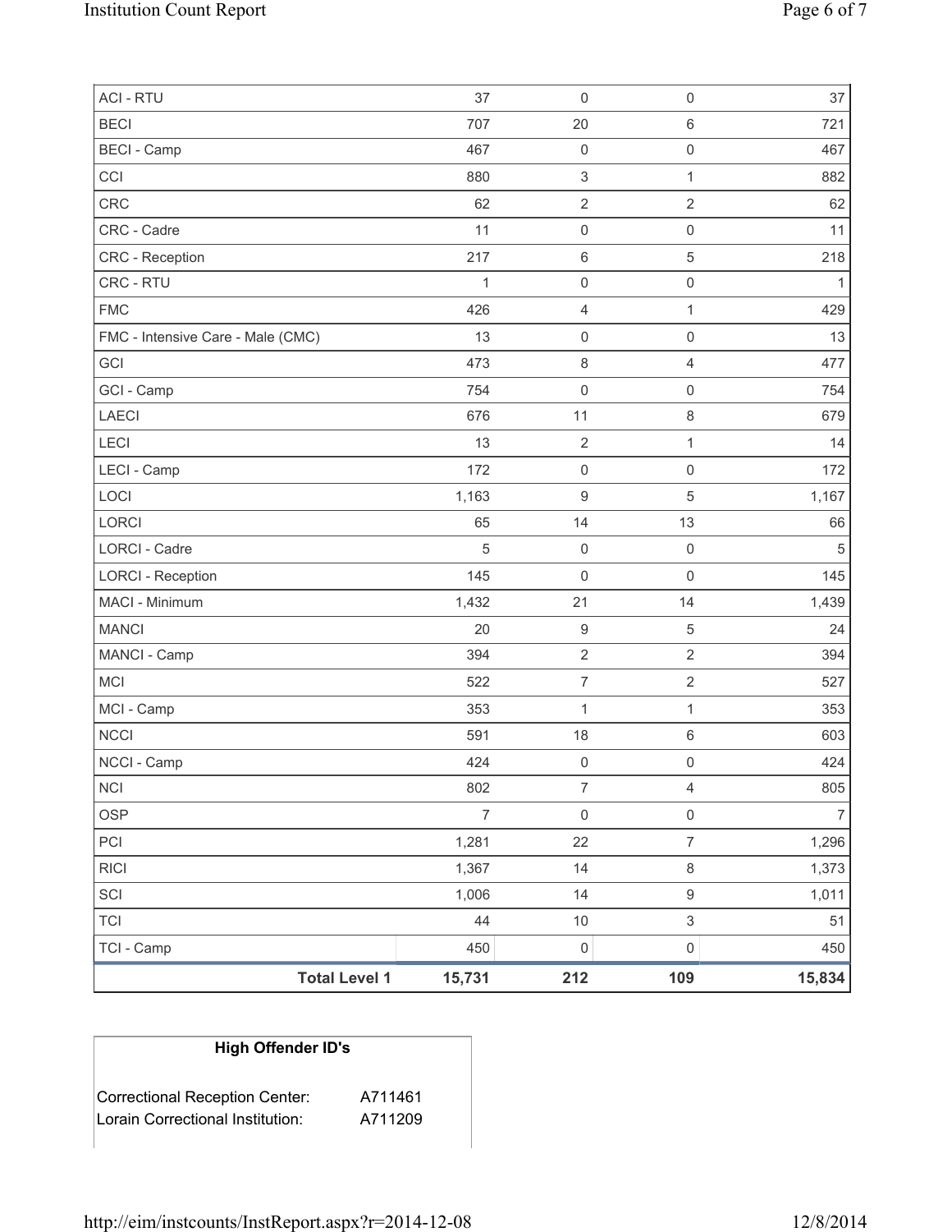| | | | | |
|---|---|---|---|---|
| ACI - RTU | 37 | 0 | 0 | 37 |
| BECI | 707 | 20 | 6 | 721 |
| BECI - Camp | 467 | 0 | 0 | 467 |
| CCI | 880 | 3 | 1 | 882 |
| CRC | 62 | 2 | 2 | 62 |
| CRC - Cadre | 11 | 0 | 0 | 11 |
| CRC - Reception | 217 | 6 | 5 | 218 |
| CRC - RTU | 1 | 0 | 0 | 1 |
| FMC | 426 | 4 | 1 | 429 |
| FMC - Intensive Care - Male (CMC) | 13 | 0 | 0 | 13 |
| GCI | 473 | 8 | 4 | 477 |
| GCI - Camp | 754 | 0 | 0 | 754 |
| LAECI | 676 | 11 | 8 | 679 |
| LECI | 13 | 2 | 1 | 14 |
| LECI - Camp | 172 | 0 | 0 | 172 |
| LOCI | 1,163 | 9 | 5 | 1,167 |
| LORCI | 65 | 14 | 13 | 66 |
| LORCI - Cadre | 5 | 0 | 0 | 5 |
| LORCI - Reception | 145 | 0 | 0 | 145 |
| MACI - Minimum | 1,432 | 21 | 14 | 1,439 |
| MANCI | 20 | 9 | 5 | 24 |
| MANCI - Camp | 394 | 2 | 2 | 394 |
| MCI | 522 | 7 | 2 | 527 |
| MCI - Camp | 353 | 1 | 1 | 353 |
| NCCI | 591 | 18 | 6 | 603 |
| NCCI - Camp | 424 | 0 | 0 | 424 |
| NCI | 802 | 7 | 4 | 805 |
| OSP | 7 | 0 | 0 | 7 |
| PCI | 1,281 | 22 | 7 | 1,296 |
| RICI | 1,367 | 14 | 8 | 1,373 |
| SCI | 1,006 | 14 | 9 | 1,011 |
| TCI | 44 | 10 | 3 | 51 |
| TCI - Camp | 450 | 0 | 0 | 450 |
| **Total Level 1** | **15,731** | **212** | **109** | **15,834** |

| High Offender ID's | |
|---|---|
| Correctional Reception Center: | A711461 |
| Lorain Correctional Institution: | A711209 |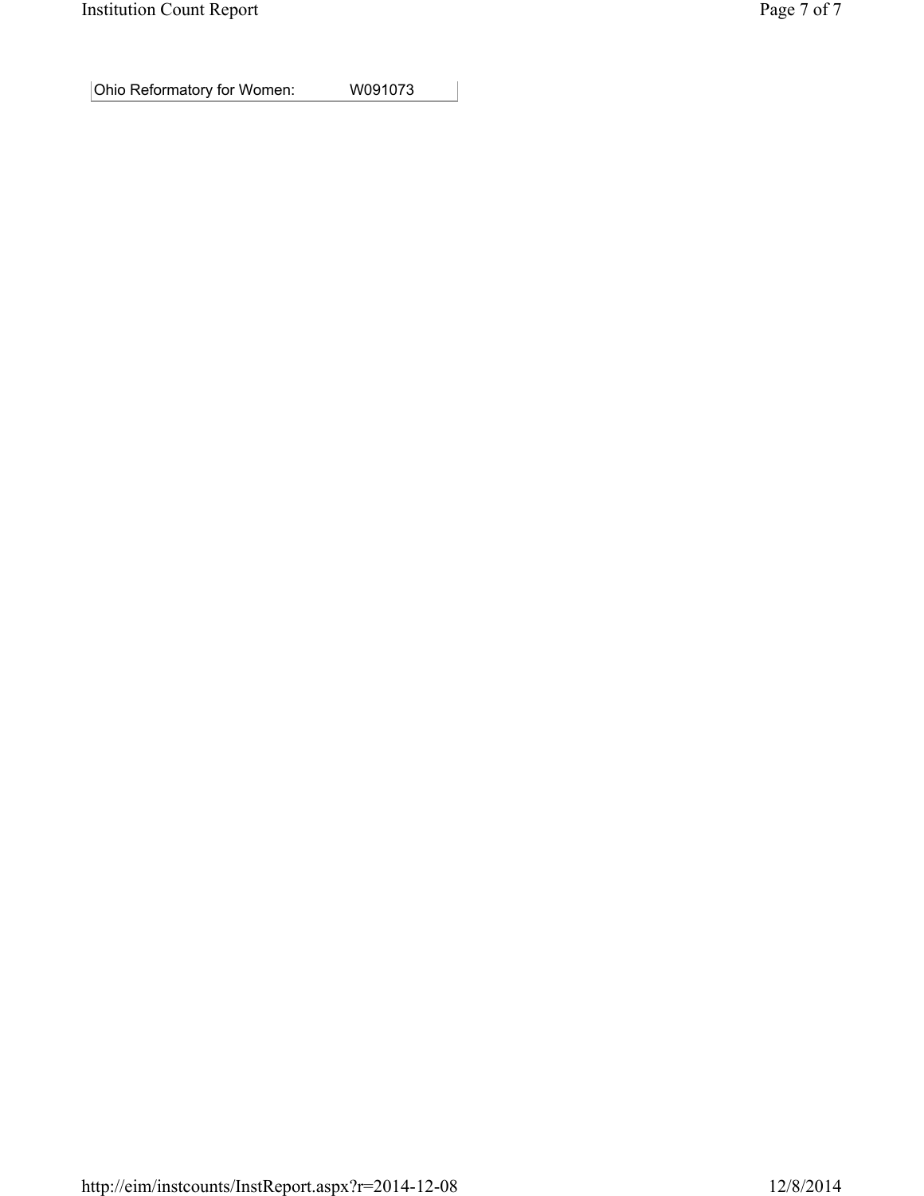| | |
|---|---|
| Ohio Reformatory for Women: | W091073 |